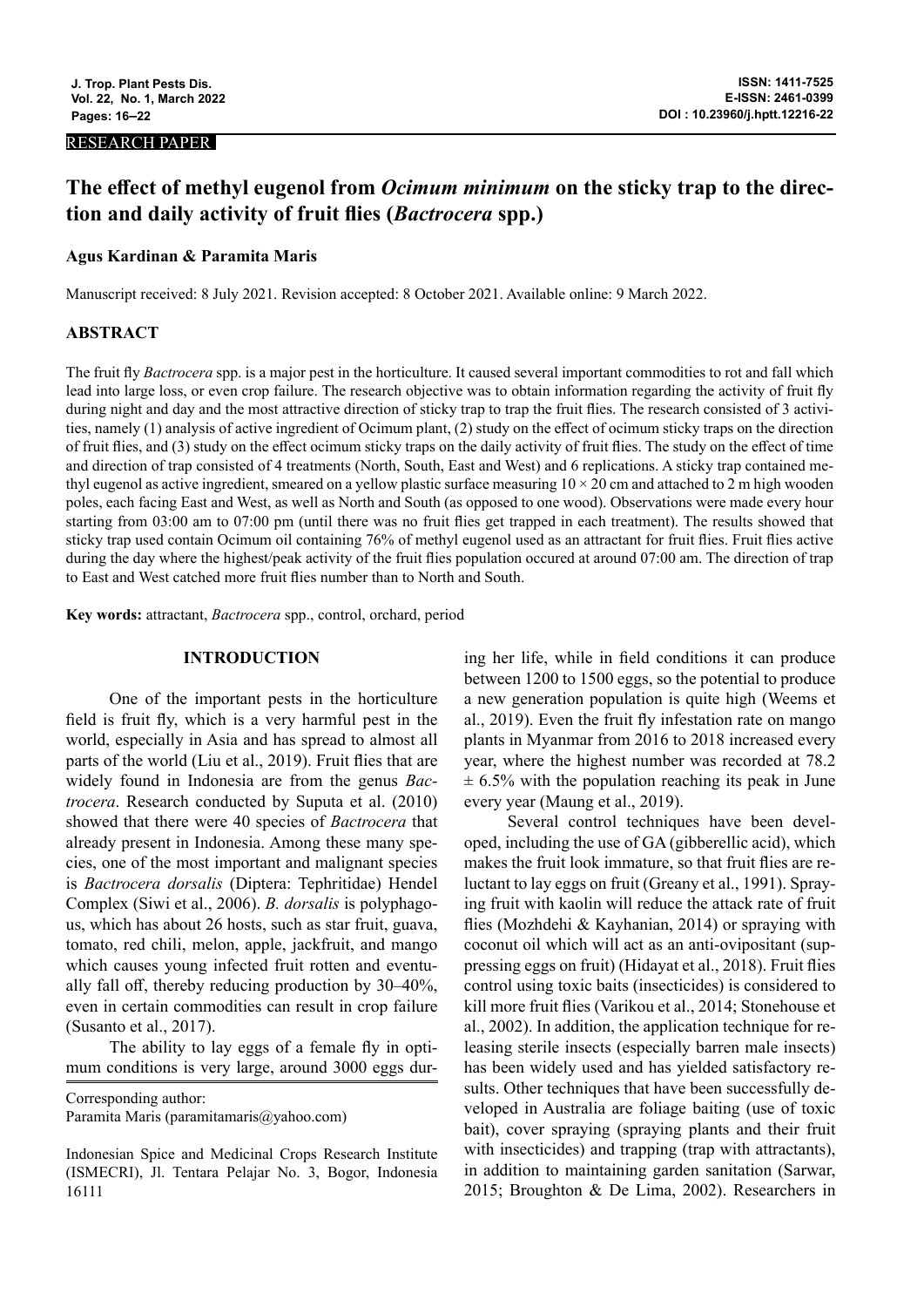RESEARCH PAPER

# The effect of methyl eugenol from *Ocimum minimum* on the sticky trap to the direction and daily activity of fruit flies (*Bactrocera* spp.)

**Agus Kardinan & Paramita Maris**

Manuscript received: 8 July 2021. Revision accepted: 8 October 2021. Available online: 9 March 2022.

## ABSTRACT

The fruit fly *Bactrocera* spp. is a major pest in the horticulture. It caused several important commodities to rot and fall which lead into large loss, or even crop failure. The research objective was to obtain information regarding the activity of fruit fly during night and day and the most attractive direction of sticky trap to trap the fruit flies. The research consisted of 3 activities, namely (1) analysis of active ingredient of Ocimum plant, (2) study on the effect of ocimum sticky traps on the direction of fruit flies, and (3) study on the effect ocimum sticky traps on the daily activity of fruit flies. The study on the effect of time and direction of trap consisted of 4 treatments (North, South, East and West) and 6 replications. A sticky trap contained methyl eugenol as active ingredient, smeared on a yellow plastic surface measuring 10 × 20 cm and attached to 2 m high wooden poles, each facing East and West, as well as North and South (as opposed to one wood). Observations were made every hour starting from 03:00 am to 07:00 pm (until there was no fruit flies get trapped in each treatment). The results showed that sticky trap used contain Ocimum oil containing 76% of methyl eugenol used as an attractant for fruit flies. Fruit flies active during the day where the highest/peak activity of the fruit flies population occured at around 07:00 am. The direction of trap to East and West catched more fruit flies number than to North and South.

**Key words:** attractant, *Bactrocera* spp., control, orchard, period

## INTRODUCTION

One of the important pests in the horticulture field is fruit fly, which is a very harmful pest in the world, especially in Asia and has spread to almost all parts of the world (Liu et al., 2019). Fruit flies that are widely found in Indonesia are from the genus *Bactrocera*. Research conducted by Suputa et al. (2010) showed that there were 40 species of *Bactrocera* that already present in Indonesia. Among these many species, one of the most important and malignant species is *Bactrocera dorsalis* (Diptera: Tephritidae) Hendel Complex (Siwi et al., 2006). *B. dorsalis* is polyphagous, which has about 26 hosts, such as star fruit, guava, tomato, red chili, melon, apple, jackfruit, and mango which causes young infected fruit rotten and eventually fall off, thereby reducing production by 30–40%, even in certain commodities can result in crop failure (Susanto et al., 2017).

The ability to lay eggs of a female fly in optimum conditions is very large, around 3000 eggs during her life, while in field conditions it can produce between 1200 to 1500 eggs, so the potential to produce a new generation population is quite high (Weems et al., 2019). Even the fruit fly infestation rate on mango plants in Myanmar from 2016 to 2018 increased every year, where the highest number was recorded at 78.2 ± 6.5% with the population reaching its peak in June every year (Maung et al., 2019).

Several control techniques have been developed, including the use of GA (gibberellic acid), which makes the fruit look immature, so that fruit flies are reluctant to lay eggs on fruit (Greany et al., 1991). Spraying fruit with kaolin will reduce the attack rate of fruit flies (Mozhdehi & Kayhanian, 2014) or spraying with coconut oil which will act as an anti-ovipositant (suppressing eggs on fruit) (Hidayat et al., 2018). Fruit flies control using toxic baits (insecticides) is considered to kill more fruit flies (Varikou et al., 2014; Stonehouse et al., 2002). In addition, the application technique for releasing sterile insects (especially barren male insects) has been widely used and has yielded satisfactory results. Other techniques that have been successfully developed in Australia are foliage baiting (use of toxic bait), cover spraying (spraying plants and their fruit with insecticides) and trapping (trap with attractants), in addition to maintaining garden sanitation (Sarwar, 2015; Broughton & De Lima, 2002). Researchers in

Corresponding author:
Paramita Maris (paramitamaris@yahoo.com)

Indonesian Spice and Medicinal Crops Research Institute (ISMECRI), Jl. Tentara Pelajar No. 3, Bogor, Indonesia 16111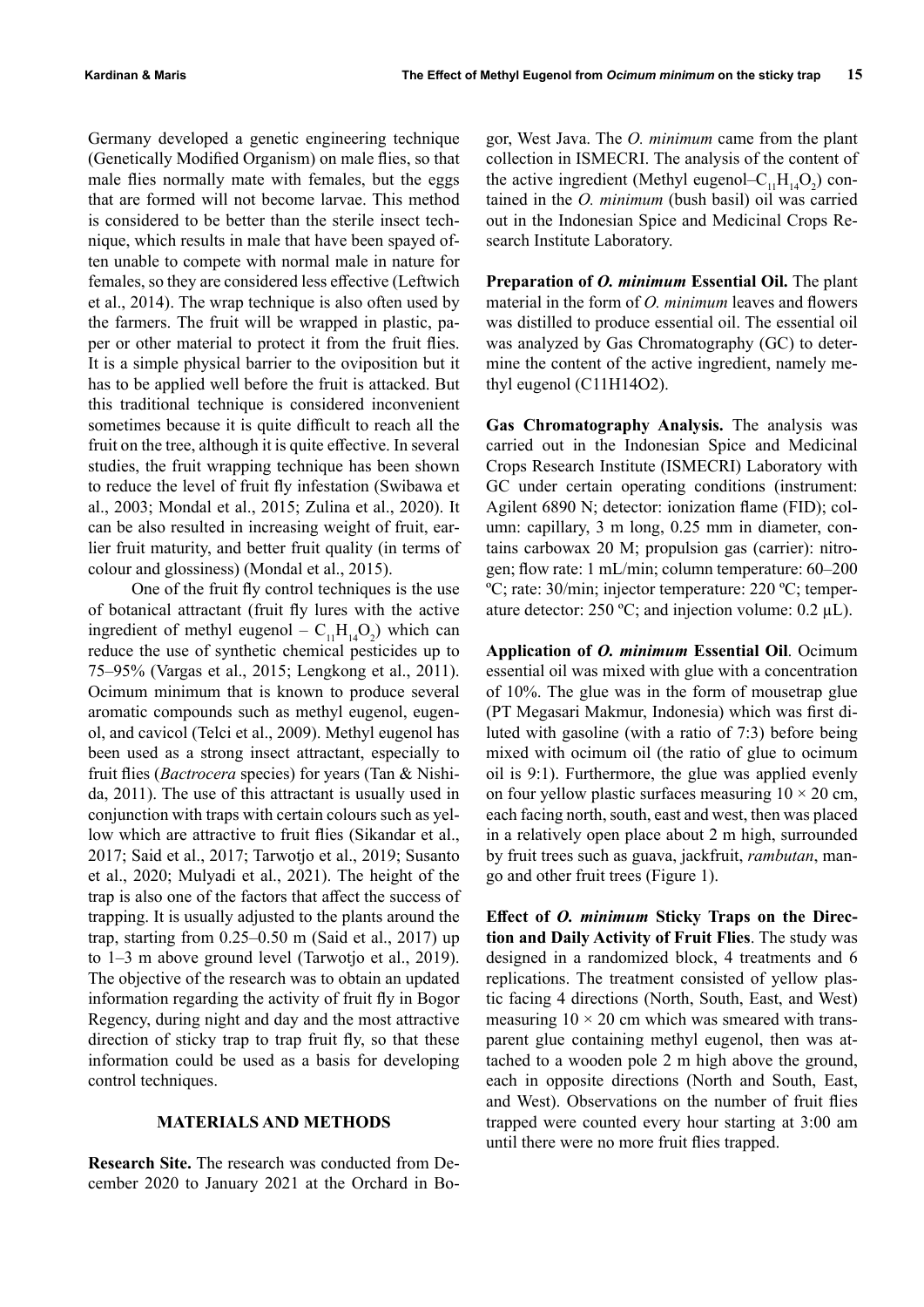Germany developed a genetic engineering technique (Genetically Modified Organism) on male flies, so that male flies normally mate with females, but the eggs that are formed will not become larvae. This method is considered to be better than the sterile insect technique, which results in male that have been spayed often unable to compete with normal male in nature for females, so they are considered less effective (Leftwich et al., 2014). The wrap technique is also often used by the farmers. The fruit will be wrapped in plastic, paper or other material to protect it from the fruit flies. It is a simple physical barrier to the oviposition but it has to be applied well before the fruit is attacked. But this traditional technique is considered inconvenient sometimes because it is quite difficult to reach all the fruit on the tree, although it is quite effective. In several studies, the fruit wrapping technique has been shown to reduce the level of fruit fly infestation (Swibawa et al., 2003; Mondal et al., 2015; Zulina et al., 2020). It can be also resulted in increasing weight of fruit, earlier fruit maturity, and better fruit quality (in terms of colour and glossiness) (Mondal et al., 2015).

One of the fruit fly control techniques is the use of botanical attractant (fruit fly lures with the active ingredient of methyl eugenol – $C_{11}H_{14}O_2$) which can reduce the use of synthetic chemical pesticides up to 75–95% (Vargas et al., 2015; Lengkong et al., 2011). Ocimum minimum that is known to produce several aromatic compounds such as methyl eugenol, eugenol, and cavicol (Telci et al., 2009). Methyl eugenol has been used as a strong insect attractant, especially to fruit flies (*Bactrocera* species) for years (Tan & Nishida, 2011). The use of this attractant is usually used in conjunction with traps with certain colours such as yellow which are attractive to fruit flies (Sikandar et al., 2017; Said et al., 2017; Tarwotjo et al., 2019; Susanto et al., 2020; Mulyadi et al., 2021). The height of the trap is also one of the factors that affect the success of trapping. It is usually adjusted to the plants around the trap, starting from 0.25–0.50 m (Said et al., 2017) up to 1–3 m above ground level (Tarwotjo et al., 2019). The objective of the research was to obtain an updated information regarding the activity of fruit fly in Bogor Regency, during night and day and the most attractive direction of sticky trap to trap fruit fly, so that these information could be used as a basis for developing control techniques.

## MATERIALS AND METHODS

**Research Site.** The research was conducted from December 2020 to January 2021 at the Orchard in Bogor, West Java. The *O. minimum* came from the plant collection in ISMECRI. The analysis of the content of the active ingredient (Methyl eugenol–$C_{11}H_{14}O_2$) contained in the *O. minimum* (bush basil) oil was carried out in the Indonesian Spice and Medicinal Crops Research Institute Laboratory.

**Preparation of *O. minimum* Essential Oil.** The plant material in the form of *O. minimum* leaves and flowers was distilled to produce essential oil. The essential oil was analyzed by Gas Chromatography (GC) to determine the content of the active ingredient, namely methyl eugenol (C11H14O2).

**Gas Chromatography Analysis.** The analysis was carried out in the Indonesian Spice and Medicinal Crops Research Institute (ISMECRI) Laboratory with GC under certain operating conditions (instrument: Agilent 6890 N; detector: ionization flame (FID); column: capillary, 3 m long, 0.25 mm in diameter, contains carbowax 20 M; propulsion gas (carrier): nitrogen; flow rate: 1 mL/min; column temperature: 60–200 ºC; rate: 30/min; injector temperature: 220 ºC; temperature detector: 250 ºC; and injection volume: 0.2 µL).

**Application of *O. minimum* Essential Oil**. Ocimum essential oil was mixed with glue with a concentration of 10%. The glue was in the form of mousetrap glue (PT Megasari Makmur, Indonesia) which was first diluted with gasoline (with a ratio of 7:3) before being mixed with ocimum oil (the ratio of glue to ocimum oil is 9:1). Furthermore, the glue was applied evenly on four yellow plastic surfaces measuring 10 × 20 cm, each facing north, south, east and west, then was placed in a relatively open place about 2 m high, surrounded by fruit trees such as guava, jackfruit, *rambutan*, mango and other fruit trees (Figure 1).

**Effect of *O. minimum* Sticky Traps on the Direction and Daily Activity of Fruit Flies**. The study was designed in a randomized block, 4 treatments and 6 replications. The treatment consisted of yellow plastic facing 4 directions (North, South, East, and West) measuring 10 × 20 cm which was smeared with transparent glue containing methyl eugenol, then was attached to a wooden pole 2 m high above the ground, each in opposite directions (North and South, East, and West). Observations on the number of fruit flies trapped were counted every hour starting at 3:00 am until there were no more fruit flies trapped.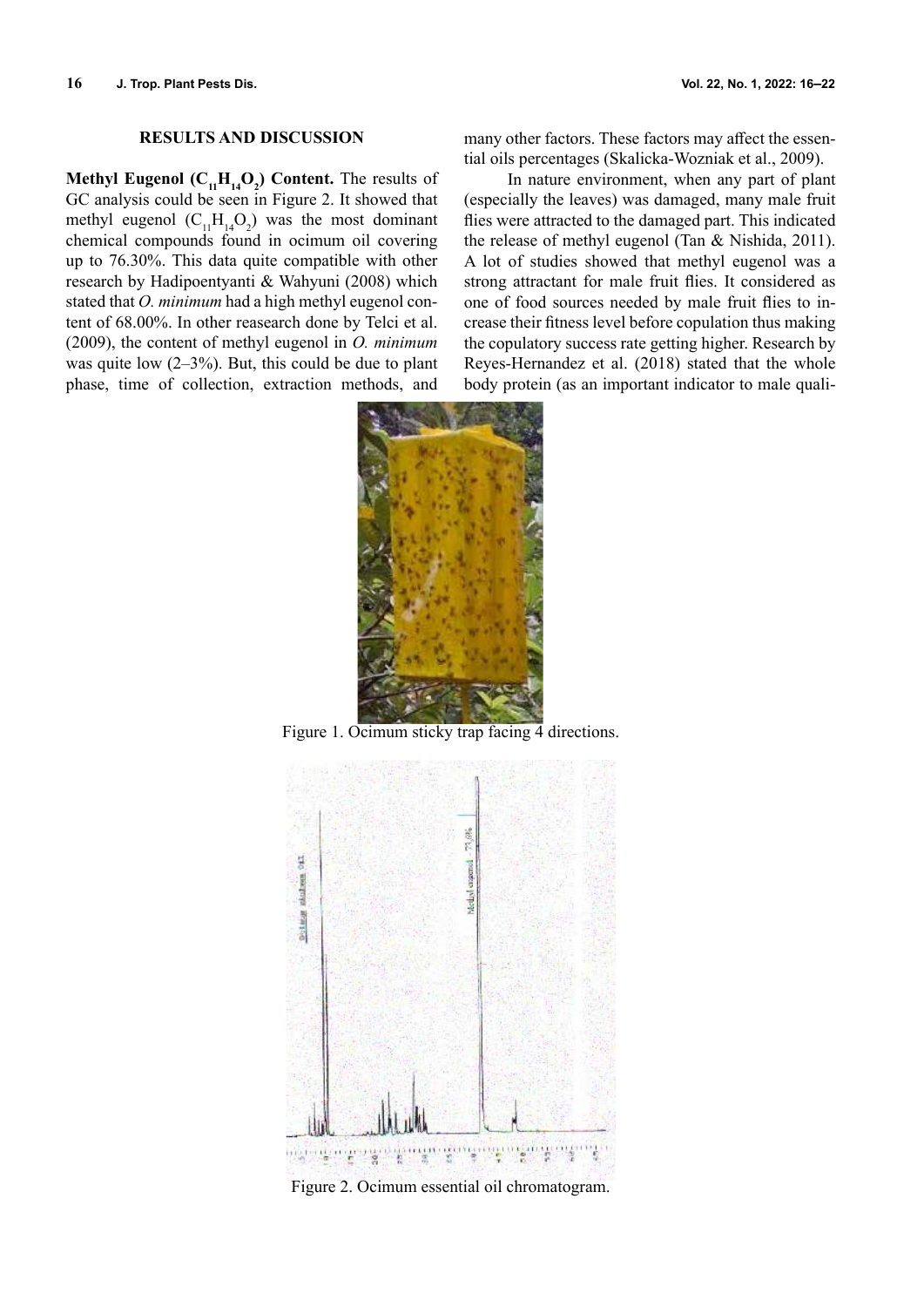## RESULTS AND DISCUSSION

**Methyl Eugenol ($C_{11}H_{14}O_2$) Content.** The results of GC analysis could be seen in Figure 2. It showed that methyl eugenol ($C_{11}H_{14}O_2$) was the most dominant chemical compounds found in ocimum oil covering up to 76.30%. This data quite compatible with other research by Hadipoentyanti & Wahyuni (2008) which stated that *O. minimum* had a high methyl eugenol content of 68.00%. In other reasearch done by Telci et al. (2009), the content of methyl eugenol in *O. minimum* was quite low (2–3%). But, this could be due to plant phase, time of collection, extraction methods, and many other factors. These factors may affect the essential oils percentages (Skalicka-Wozniak et al., 2009).

In nature environment, when any part of plant (especially the leaves) was damaged, many male fruit flies were attracted to the damaged part. This indicated the release of methyl eugenol (Tan & Nishida, 2011). A lot of studies showed that methyl eugenol was a strong attractant for male fruit flies. It considered as one of food sources needed by male fruit flies to increase their fitness level before copulation thus making the copulatory success rate getting higher. Research by Reyes-Hernandez et al. (2018) stated that the whole body protein (as an important indicator to male quali-

Figure 1. Ocimum sticky trap facing 4 directions.

Figure 2. Ocimum essential oil chromatogram.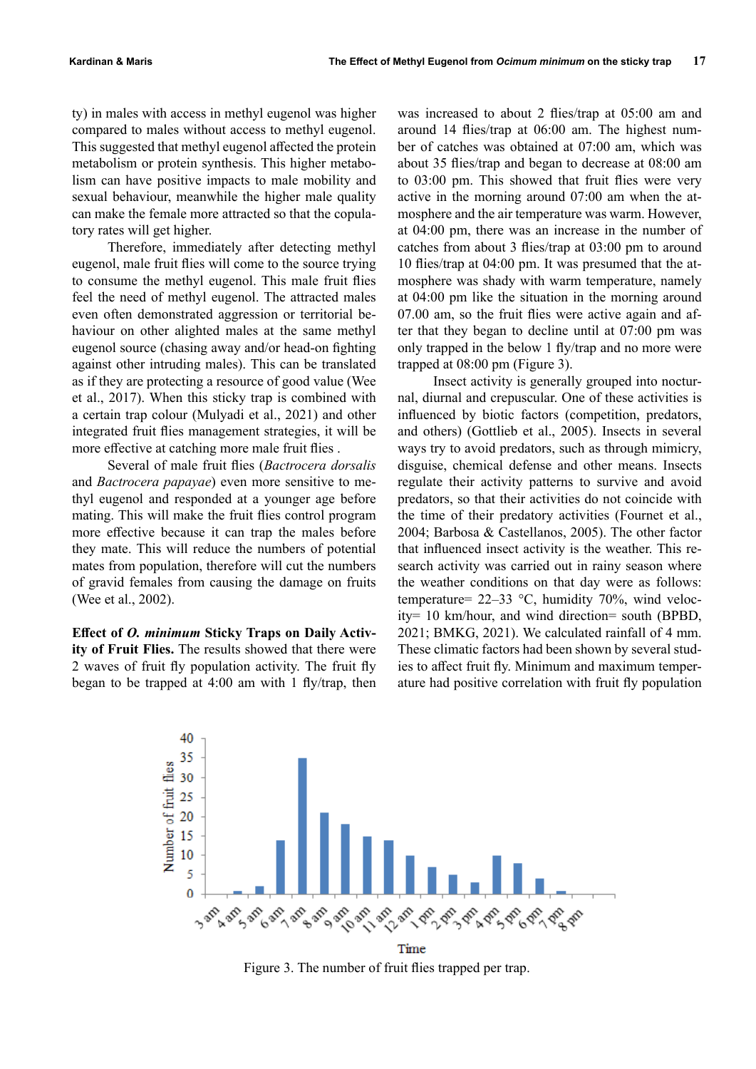ty) in males with access in methyl eugenol was higher compared to males without access to methyl eugenol. This suggested that methyl eugenol affected the protein metabolism or protein synthesis. This higher metabolism can have positive impacts to male mobility and sexual behaviour, meanwhile the higher male quality can make the female more attracted so that the copulatory rates will get higher.

Therefore, immediately after detecting methyl eugenol, male fruit flies will come to the source trying to consume the methyl eugenol. This male fruit flies feel the need of methyl eugenol. The attracted males even often demonstrated aggression or territorial behaviour on other alighted males at the same methyl eugenol source (chasing away and/or head-on fighting against other intruding males). This can be translated as if they are protecting a resource of good value (Wee et al., 2017). When this sticky trap is combined with a certain trap colour (Mulyadi et al., 2021) and other integrated fruit flies management strategies, it will be more effective at catching more male fruit flies .

Several of male fruit flies (*Bactrocera dorsalis* and *Bactrocera papayae*) even more sensitive to methyl eugenol and responded at a younger age before mating. This will make the fruit flies control program more effective because it can trap the males before they mate. This will reduce the numbers of potential mates from population, therefore will cut the numbers of gravid females from causing the damage on fruits (Wee et al., 2002).

**Effect of *O. minimum* Sticky Traps on Daily Activity of Fruit Flies.** The results showed that there were 2 waves of fruit fly population activity. The fruit fly began to be trapped at 4:00 am with 1 fly/trap, then was increased to about 2 flies/trap at 05:00 am and around 14 flies/trap at 06:00 am. The highest number of catches was obtained at 07:00 am, which was about 35 flies/trap and began to decrease at 08:00 am to 03:00 pm. This showed that fruit flies were very active in the morning around 07:00 am when the atmosphere and the air temperature was warm. However, at 04:00 pm, there was an increase in the number of catches from about 3 flies/trap at 03:00 pm to around 10 flies/trap at 04:00 pm. It was presumed that the atmosphere was shady with warm temperature, namely at 04:00 pm like the situation in the morning around 07.00 am, so the fruit flies were active again and after that they began to decline until at 07:00 pm was only trapped in the below 1 fly/trap and no more were trapped at 08:00 pm (Figure 3).

Insect activity is generally grouped into nocturnal, diurnal and crepuscular. One of these activities is influenced by biotic factors (competition, predators, and others) (Gottlieb et al., 2005). Insects in several ways try to avoid predators, such as through mimicry, disguise, chemical defense and other means. Insects regulate their activity patterns to survive and avoid predators, so that their activities do not coincide with the time of their predatory activities (Fournet et al., 2004; Barbosa & Castellanos, 2005). The other factor that influenced insect activity is the weather. This research activity was carried out in rainy season where the weather conditions on that day were as follows: temperature= 22–33 °C, humidity 70%, wind velocity= 10 km/hour, and wind direction= south (BPBD, 2021; BMKG, 2021). We calculated rainfall of 4 mm. These climatic factors had been shown by several studies to affect fruit fly. Minimum and maximum temperature had positive correlation with fruit fly population

Figure 3. The number of fruit flies trapped per trap.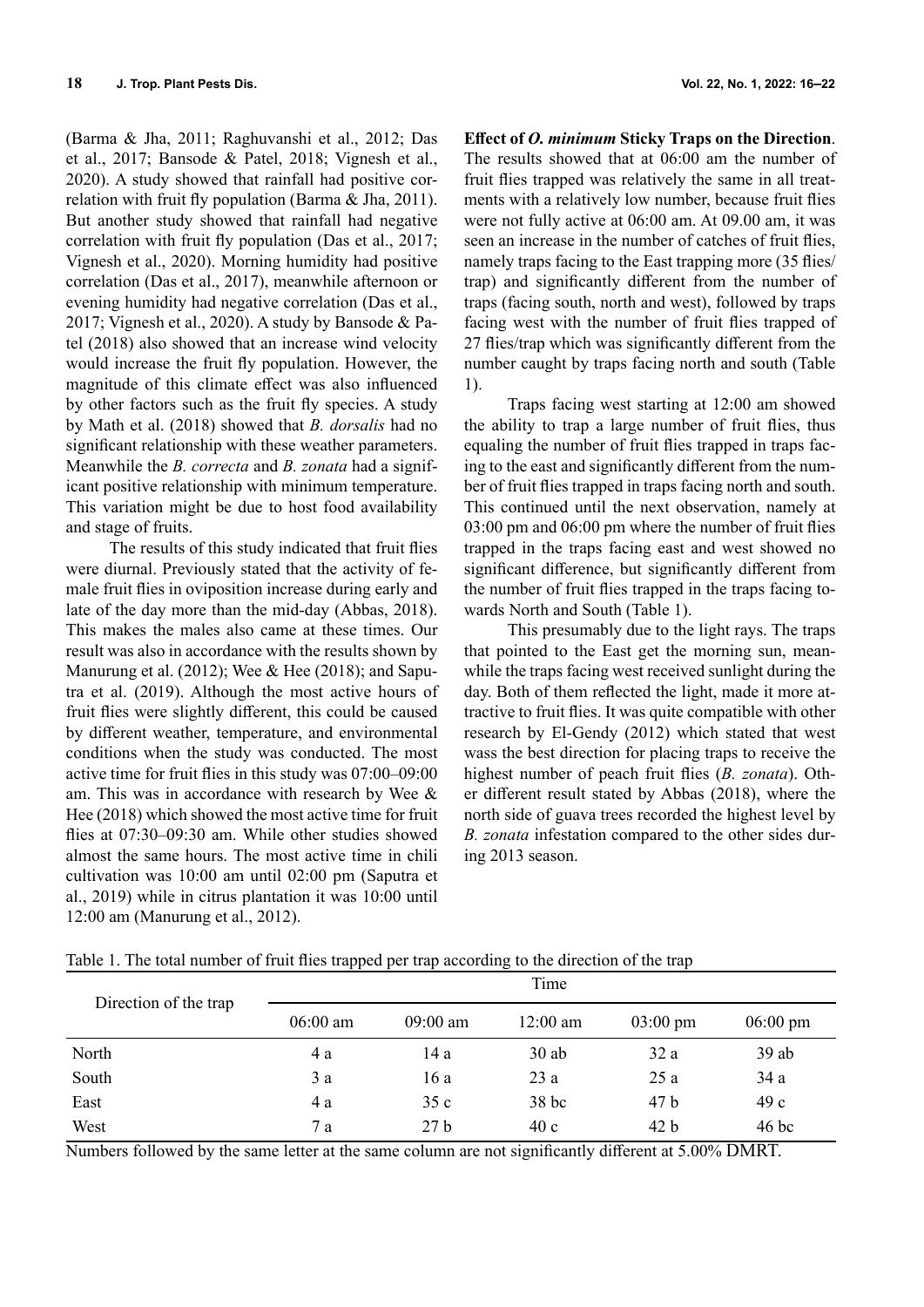(Barma & Jha, 2011; Raghuvanshi et al., 2012; Das et al., 2017; Bansode & Patel, 2018; Vignesh et al., 2020). A study showed that rainfall had positive correlation with fruit fly population (Barma & Jha, 2011). But another study showed that rainfall had negative correlation with fruit fly population (Das et al., 2017; Vignesh et al., 2020). Morning humidity had positive correlation (Das et al., 2017), meanwhile afternoon or evening humidity had negative correlation (Das et al., 2017; Vignesh et al., 2020). A study by Bansode & Patel (2018) also showed that an increase wind velocity would increase the fruit fly population. However, the magnitude of this climate effect was also influenced by other factors such as the fruit fly species. A study by Math et al. (2018) showed that *B. dorsalis* had no significant relationship with these weather parameters. Meanwhile the *B. correcta* and *B. zonata* had a significant positive relationship with minimum temperature. This variation might be due to host food availability and stage of fruits.

The results of this study indicated that fruit flies were diurnal. Previously stated that the activity of female fruit flies in oviposition increase during early and late of the day more than the mid-day (Abbas, 2018). This makes the males also came at these times. Our result was also in accordance with the results shown by Manurung et al. (2012); Wee & Hee (2018); and Saputra et al. (2019). Although the most active hours of fruit flies were slightly different, this could be caused by different weather, temperature, and environmental conditions when the study was conducted. The most active time for fruit flies in this study was 07:00–09:00 am. This was in accordance with research by Wee & Hee (2018) which showed the most active time for fruit flies at 07:30–09:30 am. While other studies showed almost the same hours. The most active time in chili cultivation was 10:00 am until 02:00 pm (Saputra et al., 2019) while in citrus plantation it was 10:00 until 12:00 am (Manurung et al., 2012).

**Effect of *O. minimum* Sticky Traps on the Direction**. The results showed that at 06:00 am the number of fruit flies trapped was relatively the same in all treatments with a relatively low number, because fruit flies were not fully active at 06:00 am. At 09.00 am, it was seen an increase in the number of catches of fruit flies, namely traps facing to the East trapping more (35 flies/trap) and significantly different from the number of traps (facing south, north and west), followed by traps facing west with the number of fruit flies trapped of 27 flies/trap which was significantly different from the number caught by traps facing north and south (Table 1).

Traps facing west starting at 12:00 am showed the ability to trap a large number of fruit flies, thus equaling the number of fruit flies trapped in traps facing to the east and significantly different from the number of fruit flies trapped in traps facing north and south. This continued until the next observation, namely at 03:00 pm and 06:00 pm where the number of fruit flies trapped in the traps facing east and west showed no significant difference, but significantly different from the number of fruit flies trapped in the traps facing towards North and South (Table 1).

This presumably due to the light rays. The traps that pointed to the East get the morning sun, meanwhile the traps facing west received sunlight during the day. Both of them reflected the light, made it more attractive to fruit flies. It was quite compatible with other research by El-Gendy (2012) which stated that west wass the best direction for placing traps to receive the highest number of peach fruit flies (*B. zonata*). Other different result stated by Abbas (2018), where the north side of guava trees recorded the highest level by *B. zonata* infestation compared to the other sides during 2013 season.

Table 1. The total number of fruit flies trapped per trap according to the direction of the trap

| Direction of the trap | Time | | | | |
|---|---|---|---|---|---|
| | 06:00 am | 09:00 am | 12:00 am | 03:00 pm | 06:00 pm |
| North | 4 a | 14 a | 30 ab | 32 a | 39 ab |
| South | 3 a | 16 a | 23 a | 25 a | 34 a |
| East | 4 a | 35 c | 38 bc | 47 b | 49 c |
| West | 7 a | 27 b | 40 c | 42 b | 46 bc |

Numbers followed by the same letter at the same column are not significantly different at 5.00% DMRT.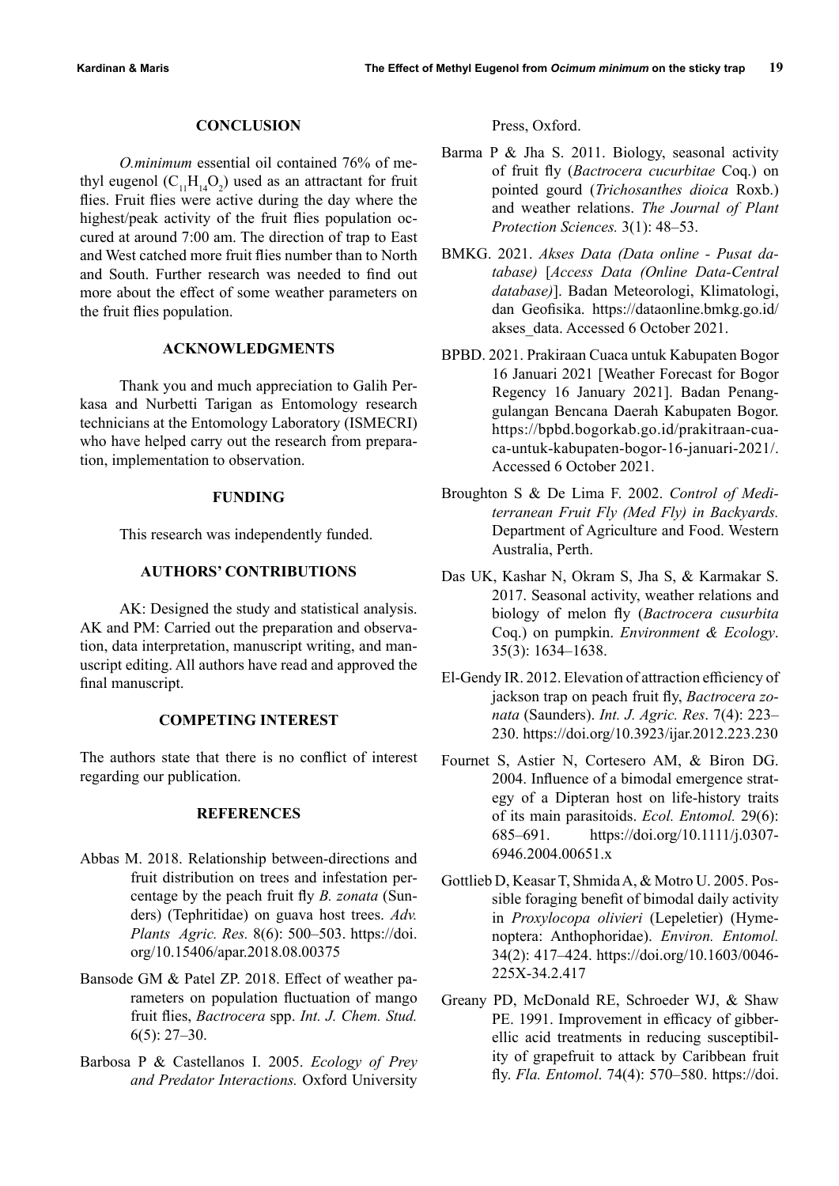## CONCLUSION

*O.minimum* essential oil contained 76% of methyl eugenol ($C_{11}H_{14}O_2$) used as an attractant for fruit flies. Fruit flies were active during the day where the highest/peak activity of the fruit flies population occured at around 7:00 am. The direction of trap to East and West catched more fruit flies number than to North and South. Further research was needed to find out more about the effect of some weather parameters on the fruit flies population.

## ACKNOWLEDGMENTS

Thank you and much appreciation to Galih Perkasa and Nurbetti Tarigan as Entomology research technicians at the Entomology Laboratory (ISMECRI) who have helped carry out the research from preparation, implementation to observation.

## FUNDING

This research was independently funded.

## AUTHORS' CONTRIBUTIONS

AK: Designed the study and statistical analysis. AK and PM: Carried out the preparation and observation, data interpretation, manuscript writing, and manuscript editing. All authors have read and approved the final manuscript.

## COMPETING INTEREST

The authors state that there is no conflict of interest regarding our publication.

## REFERENCES

Abbas M. 2018. Relationship between-directions and fruit distribution on trees and infestation percentage by the peach fruit fly *B. zonata* (Sunders) (Tephritidae) on guava host trees. *Adv. Plants Agric. Res.* 8(6): 500–503. https://doi.org/10.15406/apar.2018.08.00375

Bansode GM & Patel ZP. 2018. Effect of weather parameters on population fluctuation of mango fruit flies, *Bactrocera* spp. *Int. J. Chem. Stud.* 6(5): 27–30.

Barbosa P & Castellanos I. 2005. *Ecology of Prey and Predator Interactions.* Oxford University Press, Oxford.

Barma P & Jha S. 2011. Biology, seasonal activity of fruit fly (*Bactrocera cucurbitae* Coq.) on pointed gourd (*Trichosanthes dioica* Roxb.) and weather relations. *The Journal of Plant Protection Sciences.* 3(1): 48–53.

BMKG. 2021. *Akses Data (Data online - Pusat database)* [*Access Data (Online Data-Central database)*]. Badan Meteorologi, Klimatologi, dan Geofisika. https://dataonline.bmkg.go.id/akses_data. Accessed 6 October 2021.

BPBD. 2021. Prakiraan Cuaca untuk Kabupaten Bogor 16 Januari 2021 [Weather Forecast for Bogor Regency 16 January 2021]. Badan Penanggulangan Bencana Daerah Kabupaten Bogor. https://bpbd.bogorkab.go.id/prakitraan-cuaca-untuk-kabupaten-bogor-16-januari-2021/. Accessed 6 October 2021.

Broughton S & De Lima F. 2002. *Control of Mediterranean Fruit Fly (Med Fly) in Backyards.* Department of Agriculture and Food. Western Australia, Perth.

Das UK, Kashar N, Okram S, Jha S, & Karmakar S. 2017. Seasonal activity, weather relations and biology of melon fly (*Bactrocera cusurbita* Coq.) on pumpkin. *Environment & Ecology*. 35(3): 1634–1638.

El-Gendy IR. 2012. Elevation of attraction efficiency of jackson trap on peach fruit fly, *Bactrocera zonata* (Saunders). *Int. J. Agric. Res*. 7(4): 223–230. https://doi.org/10.3923/ijar.2012.223.230

Fournet S, Astier N, Cortesero AM, & Biron DG. 2004. Influence of a bimodal emergence strategy of a Dipteran host on life-history traits of its main parasitoids. *Ecol. Entomol.* 29(6): 685–691. https://doi.org/10.1111/j.0307-6946.2004.00651.x

Gottlieb D, Keasar T, Shmida A, & Motro U. 2005. Possible foraging benefit of bimodal daily activity in *Proxylocopa olivieri* (Lepeletier) (Hymenoptera: Anthophoridae). *Environ. Entomol.* 34(2): 417–424. https://doi.org/10.1603/0046-225X-34.2.417

Greany PD, McDonald RE, Schroeder WJ, & Shaw PE. 1991. Improvement in efficacy of gibberellic acid treatments in reducing susceptibility of grapefruit to attack by Caribbean fruit fly. *Fla. Entomol*. 74(4): 570–580. https://doi.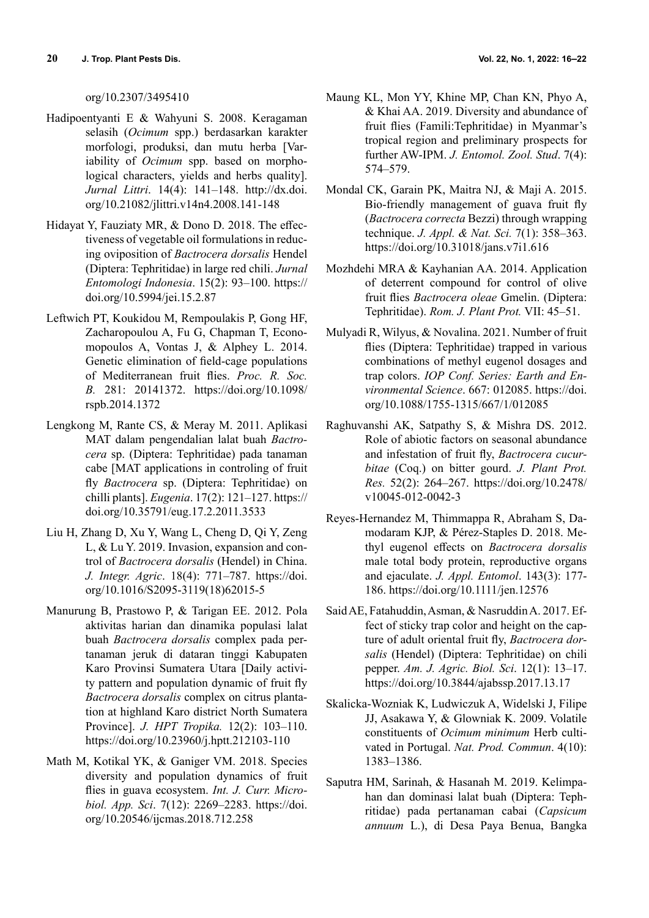org/10.2307/3495410

Hadipoentyanti E & Wahyuni S. 2008. Keragaman selasih (*Ocimum* spp.) berdasarkan karakter morfologi, produksi, dan mutu herba [Variability of *Ocimum* spp. based on morphological characters, yields and herbs quality]. *Jurnal Littri*. 14(4): 141–148. http://dx.doi.org/10.21082/jlittri.v14n4.2008.141-148

Hidayat Y, Fauziaty MR, & Dono D. 2018. The effectiveness of vegetable oil formulations in reducing oviposition of *Bactrocera dorsalis* Hendel (Diptera: Tephritidae) in large red chili. *Jurnal Entomologi Indonesia*. 15(2): 93–100. https://doi.org/10.5994/jei.15.2.87

Leftwich PT, Koukidou M, Rempoulakis P, Gong HF, Zacharopoulou A, Fu G, Chapman T, Economopoulos A, Vontas J, & Alphey L. 2014. Genetic elimination of field-cage populations of Mediterranean fruit flies. *Proc. R. Soc. B.* 281: 20141372. https://doi.org/10.1098/rspb.2014.1372

Lengkong M, Rante CS, & Meray M. 2011. Aplikasi MAT dalam pengendalian lalat buah *Bactrocera* sp. (Diptera: Tephritidae) pada tanaman cabe [MAT applications in controling of fruit fly *Bactrocera* sp. (Diptera: Tephritidae) on chilli plants]. *Eugenia*. 17(2): 121–127. https://doi.org/10.35791/eug.17.2.2011.3533

Liu H, Zhang D, Xu Y, Wang L, Cheng D, Qi Y, Zeng L, & Lu Y. 2019. Invasion, expansion and control of *Bactrocera dorsalis* (Hendel) in China. *J. Integr. Agric*. 18(4): 771–787. https://doi.org/10.1016/S2095-3119(18)62015-5

Manurung B, Prastowo P, & Tarigan EE. 2012. Pola aktivitas harian dan dinamika populasi lalat buah *Bactrocera dorsalis* complex pada pertanaman jeruk di dataran tinggi Kabupaten Karo Provinsi Sumatera Utara [Daily activity pattern and population dynamic of fruit fly *Bactrocera dorsalis* complex on citrus plantation at highland Karo district North Sumatera Province]. *J. HPT Tropika.* 12(2): 103–110. https://doi.org/10.23960/j.hptt.212103-110

Math M, Kotikal YK, & Ganiger VM. 2018. Species diversity and population dynamics of fruit flies in guava ecosystem. *Int. J. Curr. Microbiol. App. Sci*. 7(12): 2269–2283. https://doi.org/10.20546/ijcmas.2018.712.258

Maung KL, Mon YY, Khine MP, Chan KN, Phyo A, & Khai AA. 2019. Diversity and abundance of fruit flies (Famili:Tephritidae) in Myanmar's tropical region and preliminary prospects for further AW-IPM. *J. Entomol. Zool. Stud*. 7(4): 574–579.

Mondal CK, Garain PK, Maitra NJ, & Maji A. 2015. Bio-friendly management of guava fruit fly (*Bactrocera correcta* Bezzi) through wrapping technique. *J. Appl. & Nat. Sci.* 7(1): 358–363. https://doi.org/10.31018/jans.v7i1.616

Mozhdehi MRA & Kayhanian AA. 2014. Application of deterrent compound for control of olive fruit flies *Bactrocera oleae* Gmelin. (Diptera: Tephritidae). *Rom. J. Plant Prot.* VII: 45–51.

Mulyadi R, Wilyus, & Novalina. 2021. Number of fruit flies (Diptera: Tephritidae) trapped in various combinations of methyl eugenol dosages and trap colors. *IOP Conf. Series: Earth and Environmental Science*. 667: 012085. https://doi.org/10.1088/1755-1315/667/1/012085

Raghuvanshi AK, Satpathy S, & Mishra DS. 2012. Role of abiotic factors on seasonal abundance and infestation of fruit fly, *Bactrocera cucurbitae* (Coq.) on bitter gourd. *J. Plant Prot. Res.* 52(2): 264–267. https://doi.org/10.2478/v10045-012-0042-3

Reyes-Hernandez M, Thimmappa R, Abraham S, Damodaram KJP, & Pérez-Staples D. 2018. Methyl eugenol effects on *Bactrocera dorsalis* male total body protein, reproductive organs and ejaculate. *J. Appl. Entomol*. 143(3): 177-186. https://doi.org/10.1111/jen.12576

Said AE, Fatahuddin, Asman, & Nasruddin A. 2017. Effect of sticky trap color and height on the capture of adult oriental fruit fly, *Bactrocera dorsalis* (Hendel) (Diptera: Tephritidae) on chili pepper. *Am. J. Agric. Biol. Sci*. 12(1): 13–17. https://doi.org/10.3844/ajabssp.2017.13.17

Skalicka-Wozniak K, Ludwiczuk A, Widelski J, Filipe JJ, Asakawa Y, & Glowniak K. 2009. Volatile constituents of *Ocimum minimum* Herb cultivated in Portugal. *Nat. Prod. Commun*. 4(10): 1383–1386.

Saputra HM, Sarinah, & Hasanah M. 2019. Kelimpahan dan dominasi lalat buah (Diptera: Tephritidae) pada pertanaman cabai (*Capsicum annuum* L.), di Desa Paya Benua, Bangka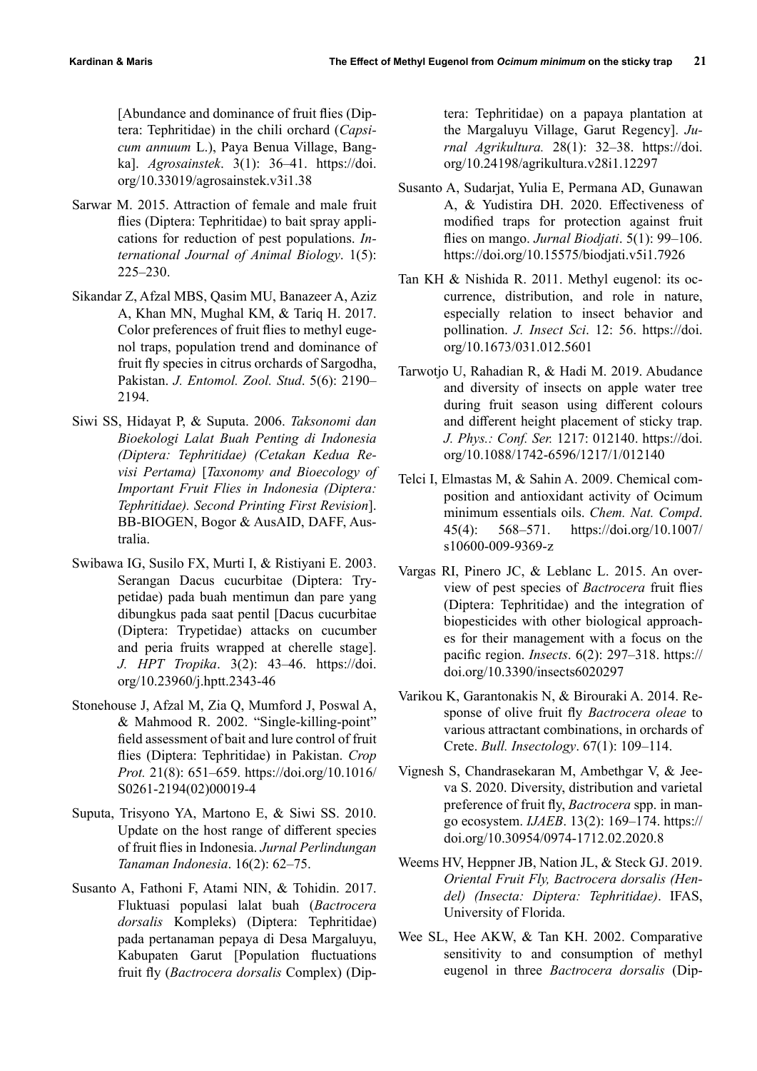[Abundance and dominance of fruit flies (Diptera: Tephritidae) in the chili orchard (*Capsicum annuum* L.), Paya Benua Village, Bangka]. *Agrosainstek*. 3(1): 36–41. https://doi.org/10.33019/agrosainstek.v3i1.38

Sarwar M. 2015. Attraction of female and male fruit flies (Diptera: Tephritidae) to bait spray applications for reduction of pest populations. *International Journal of Animal Biology*. 1(5): 225–230.

Sikandar Z, Afzal MBS, Qasim MU, Banazeer A, Aziz A, Khan MN, Mughal KM, & Tariq H. 2017. Color preferences of fruit flies to methyl eugenol traps, population trend and dominance of fruit fly species in citrus orchards of Sargodha, Pakistan. *J. Entomol. Zool. Stud*. 5(6): 2190–2194.

Siwi SS, Hidayat P, & Suputa. 2006. *Taksonomi dan Bioekologi Lalat Buah Penting di Indonesia (Diptera: Tephritidae) (Cetakan Kedua Revisi Pertama)* [*Taxonomy and Bioecology of Important Fruit Flies in Indonesia (Diptera: Tephritidae). Second Printing First Revision*]. BB-BIOGEN, Bogor & AusAID, DAFF, Australia.

Swibawa IG, Susilo FX, Murti I, & Ristiyani E. 2003. Serangan Dacus cucurbitae (Diptera: Trypetidae) pada buah mentimun dan pare yang dibungkus pada saat pentil [Dacus cucurbitae (Diptera: Trypetidae) attacks on cucumber and peria fruits wrapped at cherelle stage]. *J. HPT Tropika*. 3(2): 43–46. https://doi.org/10.23960/j.hptt.2343-46

Stonehouse J, Afzal M, Zia Q, Mumford J, Poswal A, & Mahmood R. 2002. "Single-killing-point" field assessment of bait and lure control of fruit flies (Diptera: Tephritidae) in Pakistan. *Crop Prot.* 21(8): 651–659. https://doi.org/10.1016/S0261-2194(02)00019-4

Suputa, Trisyono YA, Martono E, & Siwi SS. 2010. Update on the host range of different species of fruit flies in Indonesia. *Jurnal Perlindungan Tanaman Indonesia*. 16(2): 62–75.

Susanto A, Fathoni F, Atami NIN, & Tohidin. 2017. Fluktuasi populasi lalat buah (*Bactrocera dorsalis* Kompleks) (Diptera: Tephritidae) pada pertanaman pepaya di Desa Margaluyu, Kabupaten Garut [Population fluctuations fruit fly (*Bactrocera dorsalis* Complex) (Diptera: Tephritidae) on a papaya plantation at the Margaluyu Village, Garut Regency]. *Jurnal Agrikultura.* 28(1): 32–38. https://doi.org/10.24198/agrikultura.v28i1.12297

Susanto A, Sudarjat, Yulia E, Permana AD, Gunawan A, & Yudistira DH. 2020. Effectiveness of modified traps for protection against fruit flies on mango. *Jurnal Biodjati*. 5(1): 99–106. https://doi.org/10.15575/biodjati.v5i1.7926

Tan KH & Nishida R. 2011. Methyl eugenol: its occurrence, distribution, and role in nature, especially relation to insect behavior and pollination. *J. Insect Sci*. 12: 56. https://doi.org/10.1673/031.012.5601

Tarwotjo U, Rahadian R, & Hadi M. 2019. Abudance and diversity of insects on apple water tree during fruit season using different colours and different height placement of sticky trap. *J. Phys.: Conf. Ser.* 1217: 012140. https://doi.org/10.1088/1742-6596/1217/1/012140

Telci I, Elmastas M, & Sahin A. 2009. Chemical composition and antioxidant activity of Ocimum minimum essentials oils. *Chem. Nat. Compd*. 45(4): 568–571. https://doi.org/10.1007/s10600-009-9369-z

Vargas RI, Pinero JC, & Leblanc L. 2015. An overview of pest species of *Bactrocera* fruit flies (Diptera: Tephritidae) and the integration of biopesticides with other biological approaches for their management with a focus on the pacific region. *Insects*. 6(2): 297–318. https://doi.org/10.3390/insects6020297

Varikou K, Garantonakis N, & Birouraki A. 2014. Response of olive fruit fly *Bactrocera oleae* to various attractant combinations, in orchards of Crete. *Bull. Insectology*. 67(1): 109–114.

Vignesh S, Chandrasekaran M, Ambethgar V, & Jeeva S. 2020. Diversity, distribution and varietal preference of fruit fly, *Bactrocera* spp. in mango ecosystem. *IJAEB*. 13(2): 169–174. https://doi.org/10.30954/0974-1712.02.2020.8

Weems HV, Heppner JB, Nation JL, & Steck GJ. 2019. *Oriental Fruit Fly, Bactrocera dorsalis (Hendel) (Insecta: Diptera: Tephritidae)*. IFAS, University of Florida.

Wee SL, Hee AKW, & Tan KH. 2002. Comparative sensitivity to and consumption of methyl eugenol in three *Bactrocera dorsalis* (Dip-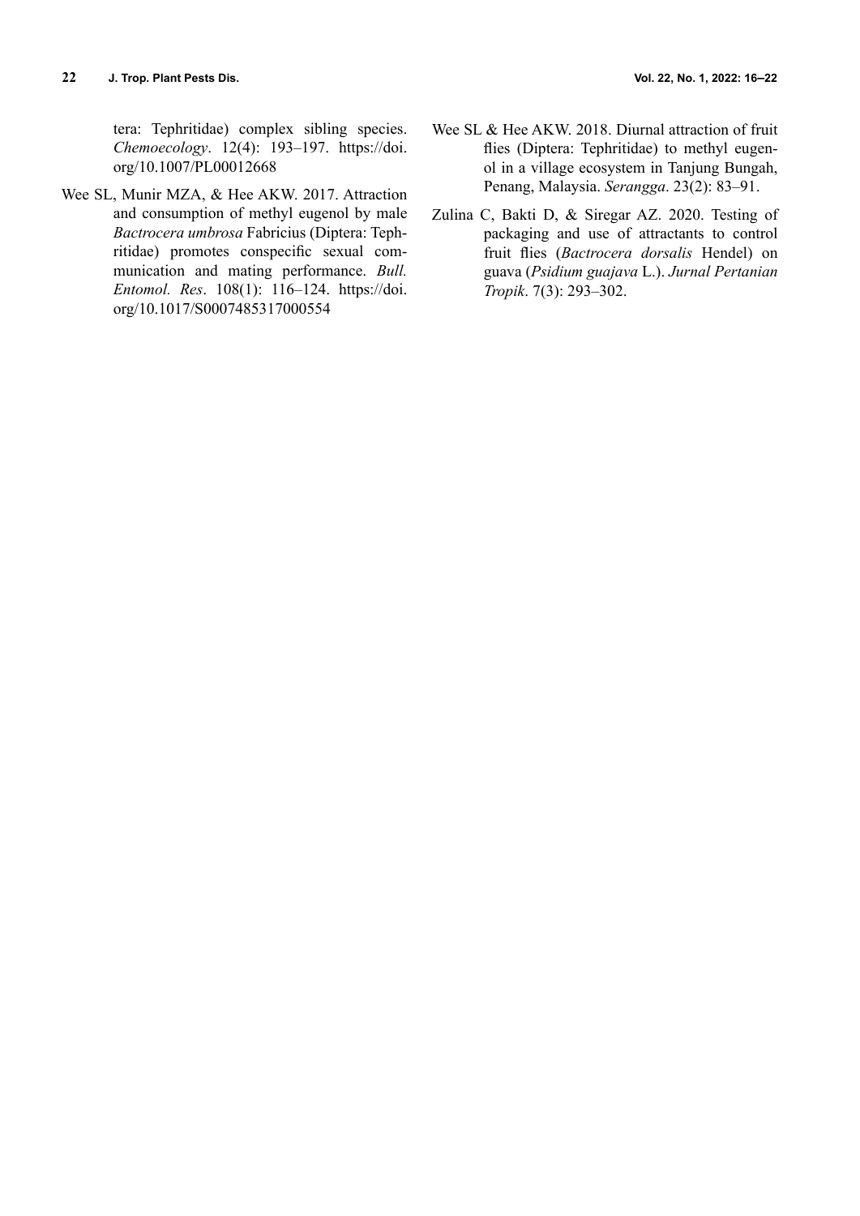tera: Tephritidae) complex sibling species. *Chemoecology*. 12(4): 193–197. https://doi.org/10.1007/PL00012668

Wee SL, Munir MZA, & Hee AKW. 2017. Attraction and consumption of methyl eugenol by male *Bactrocera umbrosa* Fabricius (Diptera: Tephritidae) promotes conspecific sexual communication and mating performance. *Bull. Entomol. Res*. 108(1): 116–124. https://doi.org/10.1017/S0007485317000554

Wee SL & Hee AKW. 2018. Diurnal attraction of fruit flies (Diptera: Tephritidae) to methyl eugenol in a village ecosystem in Tanjung Bungah, Penang, Malaysia. *Serangga*. 23(2): 83–91.

Zulina C, Bakti D, & Siregar AZ. 2020. Testing of packaging and use of attractants to control fruit flies (*Bactrocera dorsalis* Hendel) on guava (*Psidium guajava* L.). *Jurnal Pertanian Tropik*. 7(3): 293–302.